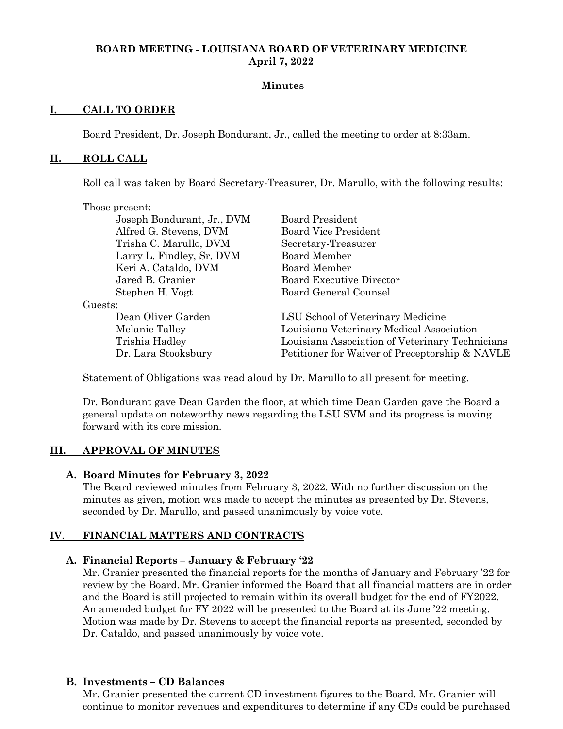# BOARD MEETING - LOUISIANA BOARD OF VETERINARY MEDICINE
**April 7, 2022**

**Minutes**

## I. CALL TO ORDER

Board President, Dr. Joseph Bondurant, Jr., called the meeting to order at 8:33am.

## II. ROLL CALL

Roll call was taken by Board Secretary-Treasurer, Dr. Marullo, with the following results:

Those present:

| | |
|---|---|
| Joseph Bondurant, Jr., DVM | Board President |
| Alfred G. Stevens, DVM | Board Vice President |
| Trisha C. Marullo, DVM | Secretary-Treasurer |
| Larry L. Findley, Sr, DVM | Board Member |
| Keri A. Cataldo, DVM | Board Member |
| Jared B. Granier | Board Executive Director |
| Stephen H. Vogt | Board General Counsel |

Guests:

| | |
|---|---|
| Dean Oliver Garden | LSU School of Veterinary Medicine |
| Melanie Talley | Louisiana Veterinary Medical Association |
| Trishia Hadley | Louisiana Association of Veterinary Technicians |
| Dr. Lara Stooksbury | Petitioner for Waiver of Preceptorship & NAVLE |

Statement of Obligations was read aloud by Dr. Marullo to all present for meeting.

Dr. Bondurant gave Dean Garden the floor, at which time Dean Garden gave the Board a general update on noteworthy news regarding the LSU SVM and its progress is moving forward with its core mission.

## III. APPROVAL OF MINUTES

### A. Board Minutes for February 3, 2022

The Board reviewed minutes from February 3, 2022. With no further discussion on the minutes as given, motion was made to accept the minutes as presented by Dr. Stevens, seconded by Dr. Marullo, and passed unanimously by voice vote.

## IV. FINANCIAL MATTERS AND CONTRACTS

### A. Financial Reports – January & February '22

Mr. Granier presented the financial reports for the months of January and February '22 for review by the Board. Mr. Granier informed the Board that all financial matters are in order and the Board is still projected to remain within its overall budget for the end of FY2022. An amended budget for FY 2022 will be presented to the Board at its June '22 meeting. Motion was made by Dr. Stevens to accept the financial reports as presented, seconded by Dr. Cataldo, and passed unanimously by voice vote.

### B. Investments – CD Balances

Mr. Granier presented the current CD investment figures to the Board. Mr. Granier will continue to monitor revenues and expenditures to determine if any CDs could be purchased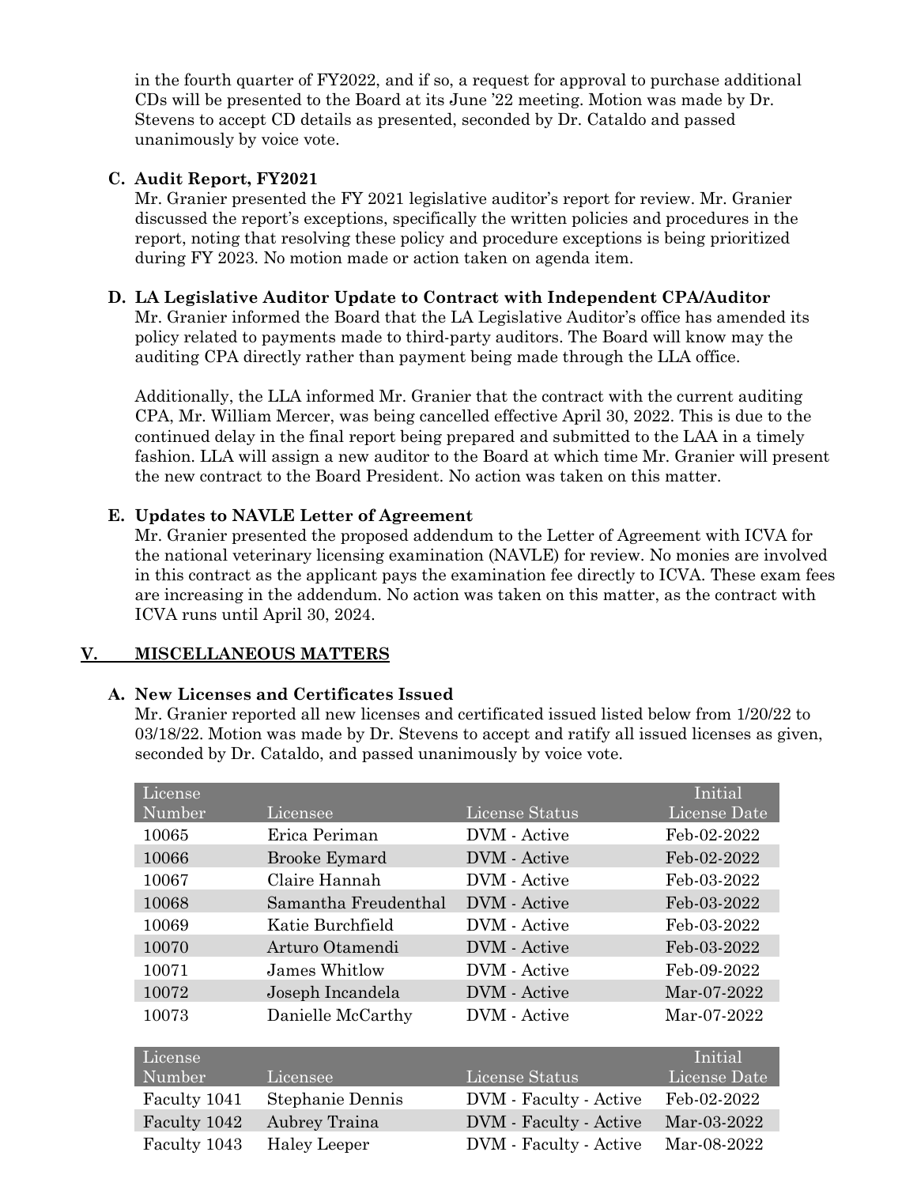in the fourth quarter of FY2022, and if so, a request for approval to purchase additional CDs will be presented to the Board at its June '22 meeting. Motion was made by Dr. Stevens to accept CD details as presented, seconded by Dr. Cataldo and passed unanimously by voice vote.

**C. Audit Report, FY2021**

Mr. Granier presented the FY 2021 legislative auditor's report for review. Mr. Granier discussed the report's exceptions, specifically the written policies and procedures in the report, noting that resolving these policy and procedure exceptions is being prioritized during FY 2023. No motion made or action taken on agenda item.

**D. LA Legislative Auditor Update to Contract with Independent CPA/Auditor**

Mr. Granier informed the Board that the LA Legislative Auditor's office has amended its policy related to payments made to third-party auditors. The Board will know may the auditing CPA directly rather than payment being made through the LLA office.

Additionally, the LLA informed Mr. Granier that the contract with the current auditing CPA, Mr. William Mercer, was being cancelled effective April 30, 2022. This is due to the continued delay in the final report being prepared and submitted to the LAA in a timely fashion. LLA will assign a new auditor to the Board at which time Mr. Granier will present the new contract to the Board President. No action was taken on this matter.

**E. Updates to NAVLE Letter of Agreement**

Mr. Granier presented the proposed addendum to the Letter of Agreement with ICVA for the national veterinary licensing examination (NAVLE) for review. No monies are involved in this contract as the applicant pays the examination fee directly to ICVA. These exam fees are increasing in the addendum. No action was taken on this matter, as the contract with ICVA runs until April 30, 2024.

## V. MISCELLANEOUS MATTERS

**A. New Licenses and Certificates Issued**

Mr. Granier reported all new licenses and certificated issued listed below from 1/20/22 to 03/18/22. Motion was made by Dr. Stevens to accept and ratify all issued licenses as given, seconded by Dr. Cataldo, and passed unanimously by voice vote.

| License Number | Licensee | License Status | Initial License Date |
|---|---|---|---|
| 10065 | Erica Periman | DVM - Active | Feb-02-2022 |
| 10066 | Brooke Eymard | DVM - Active | Feb-02-2022 |
| 10067 | Claire Hannah | DVM - Active | Feb-03-2022 |
| 10068 | Samantha Freudenthal | DVM - Active | Feb-03-2022 |
| 10069 | Katie Burchfield | DVM - Active | Feb-03-2022 |
| 10070 | Arturo Otamendi | DVM - Active | Feb-03-2022 |
| 10071 | James Whitlow | DVM - Active | Feb-09-2022 |
| 10072 | Joseph Incandela | DVM - Active | Mar-07-2022 |
| 10073 | Danielle McCarthy | DVM - Active | Mar-07-2022 |

| License Number | Licensee | License Status | Initial License Date |
|---|---|---|---|
| Faculty 1041 | Stephanie Dennis | DVM - Faculty - Active | Feb-02-2022 |
| Faculty 1042 | Aubrey Traina | DVM - Faculty - Active | Mar-03-2022 |
| Faculty 1043 | Haley Leeper | DVM - Faculty - Active | Mar-08-2022 |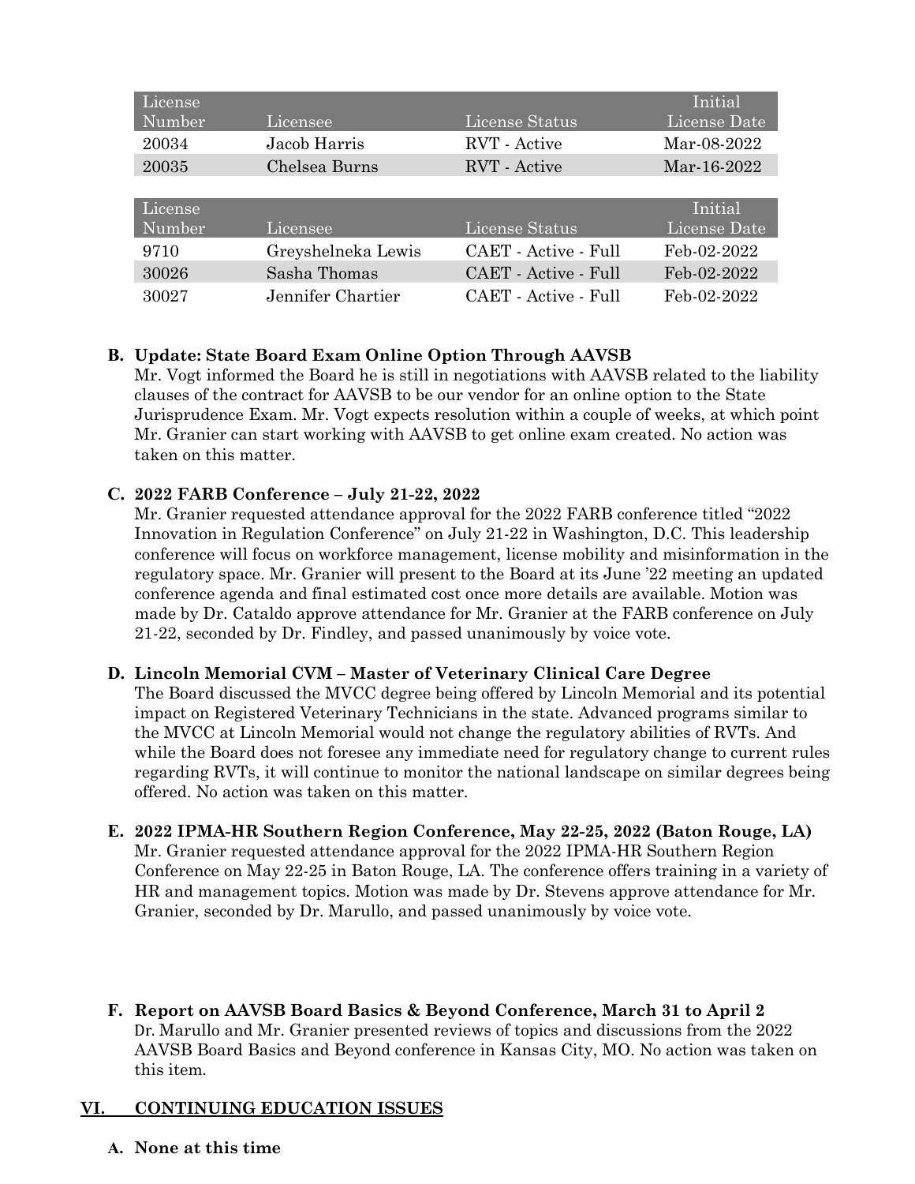| License Number | Licensee | License Status | Initial License Date |
|---|---|---|---|
| 20034 | Jacob Harris | RVT - Active | Mar-08-2022 |
| 20035 | Chelsea Burns | RVT - Active | Mar-16-2022 |

| License Number | Licensee | License Status | Initial License Date |
|---|---|---|---|
| 9710 | Greyshelneka Lewis | CAET - Active - Full | Feb-02-2022 |
| 30026 | Sasha Thomas | CAET - Active - Full | Feb-02-2022 |
| 30027 | Jennifer Chartier | CAET - Active - Full | Feb-02-2022 |

**B. Update: State Board Exam Online Option Through AAVSB**

Mr. Vogt informed the Board he is still in negotiations with AAVSB related to the liability clauses of the contract for AAVSB to be our vendor for an online option to the State Jurisprudence Exam. Mr. Vogt expects resolution within a couple of weeks, at which point Mr. Granier can start working with AAVSB to get online exam created. No action was taken on this matter.

**C. 2022 FARB Conference – July 21-22, 2022**

Mr. Granier requested attendance approval for the 2022 FARB conference titled "2022 Innovation in Regulation Conference" on July 21-22 in Washington, D.C. This leadership conference will focus on workforce management, license mobility and misinformation in the regulatory space. Mr. Granier will present to the Board at its June '22 meeting an updated conference agenda and final estimated cost once more details are available. Motion was made by Dr. Cataldo approve attendance for Mr. Granier at the FARB conference on July 21-22, seconded by Dr. Findley, and passed unanimously by voice vote.

**D. Lincoln Memorial CVM – Master of Veterinary Clinical Care Degree**

The Board discussed the MVCC degree being offered by Lincoln Memorial and its potential impact on Registered Veterinary Technicians in the state. Advanced programs similar to the MVCC at Lincoln Memorial would not change the regulatory abilities of RVTs. And while the Board does not foresee any immediate need for regulatory change to current rules regarding RVTs, it will continue to monitor the national landscape on similar degrees being offered. No action was taken on this matter.

**E. 2022 IPMA-HR Southern Region Conference, May 22-25, 2022 (Baton Rouge, LA)**

Mr. Granier requested attendance approval for the 2022 IPMA-HR Southern Region Conference on May 22-25 in Baton Rouge, LA. The conference offers training in a variety of HR and management topics. Motion was made by Dr. Stevens approve attendance for Mr. Granier, seconded by Dr. Marullo, and passed unanimously by voice vote.

**F. Report on AAVSB Board Basics & Beyond Conference, March 31 to April 2**

Dr. Marullo and Mr. Granier presented reviews of topics and discussions from the 2022 AAVSB Board Basics and Beyond conference in Kansas City, MO. No action was taken on this item.

## VI. CONTINUING EDUCATION ISSUES

**A. None at this time**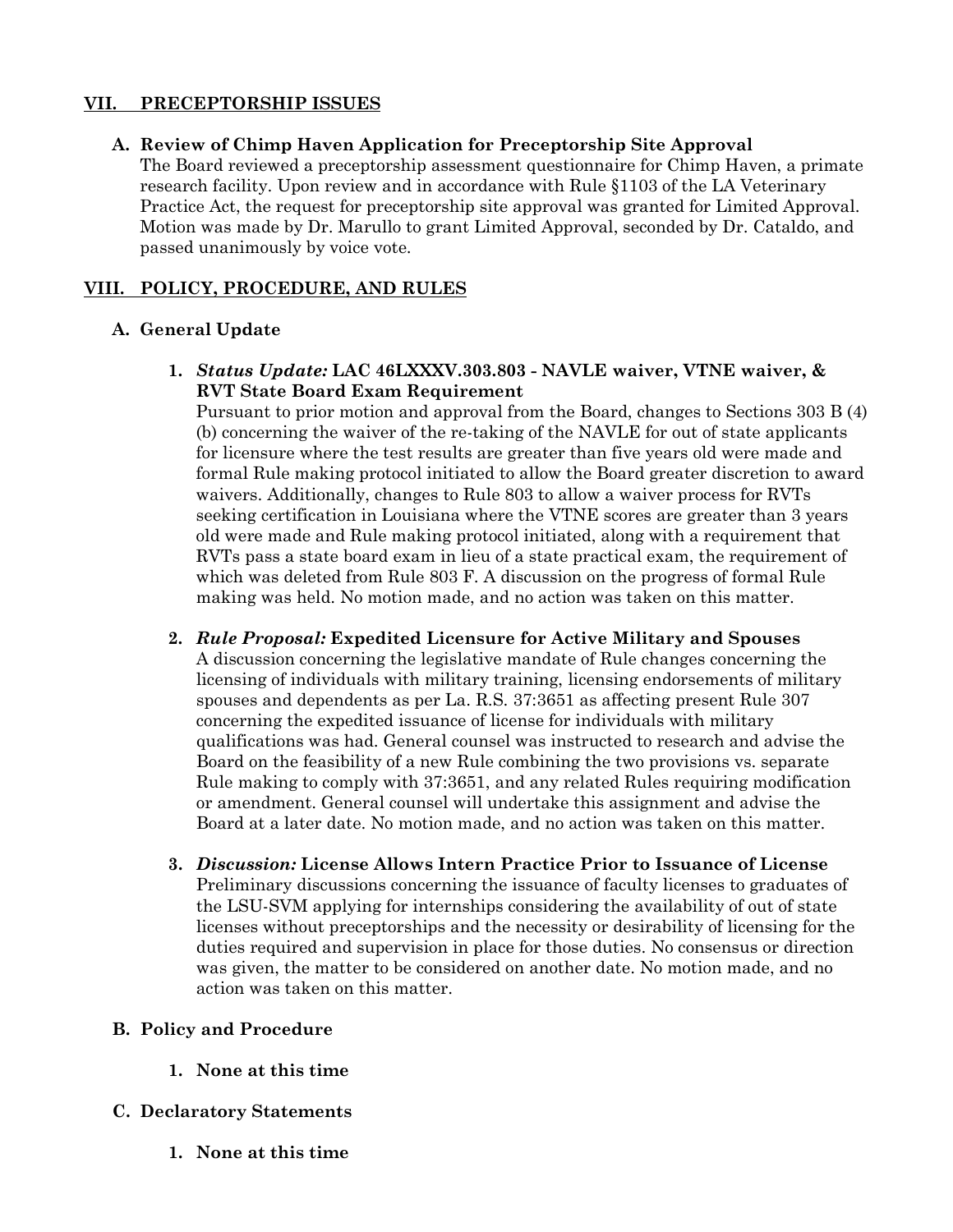## VII. PRECEPTORSHIP ISSUES

### A. Review of Chimp Haven Application for Preceptorship Site Approval

The Board reviewed a preceptorship assessment questionnaire for Chimp Haven, a primate research facility. Upon review and in accordance with Rule §1103 of the LA Veterinary Practice Act, the request for preceptorship site approval was granted for Limited Approval. Motion was made by Dr. Marullo to grant Limited Approval, seconded by Dr. Cataldo, and passed unanimously by voice vote.

## VIII. POLICY, PROCEDURE, AND RULES

### A. General Update

1. ***Status Update:*** **LAC 46LXXXV.303.803 - NAVLE waiver, VTNE waiver, & RVT State Board Exam Requirement**
   Pursuant to prior motion and approval from the Board, changes to Sections 303 B (4) (b) concerning the waiver of the re-taking of the NAVLE for out of state applicants for licensure where the test results are greater than five years old were made and formal Rule making protocol initiated to allow the Board greater discretion to award waivers. Additionally, changes to Rule 803 to allow a waiver process for RVTs seeking certification in Louisiana where the VTNE scores are greater than 3 years old were made and Rule making protocol initiated, along with a requirement that RVTs pass a state board exam in lieu of a state practical exam, the requirement of which was deleted from Rule 803 F. A discussion on the progress of formal Rule making was held. No motion made, and no action was taken on this matter.

2. ***Rule Proposal:*** **Expedited Licensure for Active Military and Spouses**
   A discussion concerning the legislative mandate of Rule changes concerning the licensing of individuals with military training, licensing endorsements of military spouses and dependents as per La. R.S. 37:3651 as affecting present Rule 307 concerning the expedited issuance of license for individuals with military qualifications was had. General counsel was instructed to research and advise the Board on the feasibility of a new Rule combining the two provisions vs. separate Rule making to comply with 37:3651, and any related Rules requiring modification or amendment. General counsel will undertake this assignment and advise the Board at a later date. No motion made, and no action was taken on this matter.

3. ***Discussion:*** **License Allows Intern Practice Prior to Issuance of License**
   Preliminary discussions concerning the issuance of faculty licenses to graduates of the LSU-SVM applying for internships considering the availability of out of state licenses without preceptorships and the necessity or desirability of licensing for the duties required and supervision in place for those duties. No consensus or direction was given, the matter to be considered on another date. No motion made, and no action was taken on this matter.

### B. Policy and Procedure

1. **None at this time**

### C. Declaratory Statements

1. **None at this time**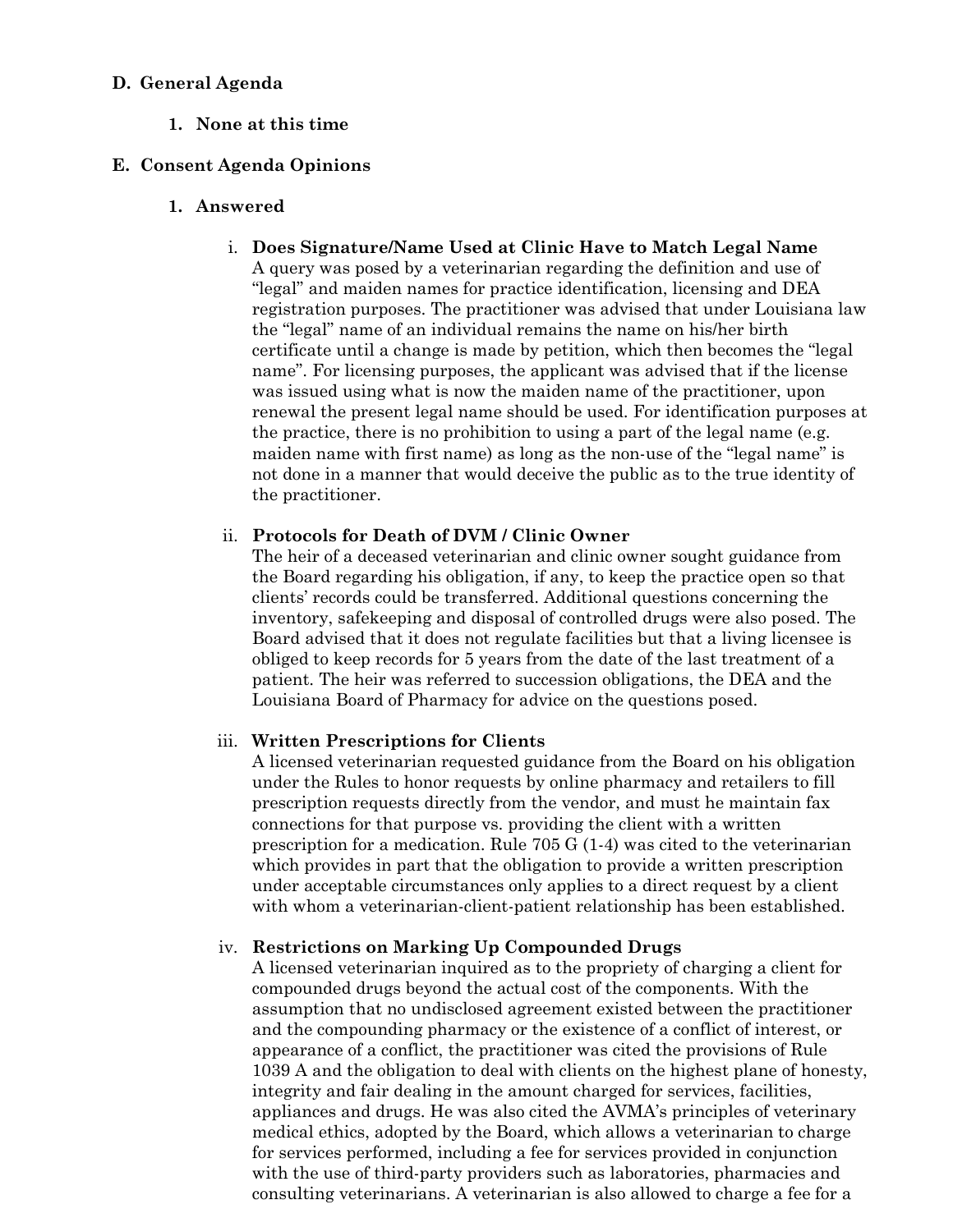**D. General Agenda**

**1. None at this time**

**E. Consent Agenda Opinions**

**1. Answered**

i. **Does Signature/Name Used at Clinic Have to Match Legal Name**
A query was posed by a veterinarian regarding the definition and use of "legal" and maiden names for practice identification, licensing and DEA registration purposes. The practitioner was advised that under Louisiana law the "legal" name of an individual remains the name on his/her birth certificate until a change is made by petition, which then becomes the "legal name". For licensing purposes, the applicant was advised that if the license was issued using what is now the maiden name of the practitioner, upon renewal the present legal name should be used. For identification purposes at the practice, there is no prohibition to using a part of the legal name (e.g. maiden name with first name) as long as the non-use of the "legal name" is not done in a manner that would deceive the public as to the true identity of the practitioner.

ii. **Protocols for Death of DVM / Clinic Owner**
The heir of a deceased veterinarian and clinic owner sought guidance from the Board regarding his obligation, if any, to keep the practice open so that clients' records could be transferred. Additional questions concerning the inventory, safekeeping and disposal of controlled drugs were also posed. The Board advised that it does not regulate facilities but that a living licensee is obliged to keep records for 5 years from the date of the last treatment of a patient. The heir was referred to succession obligations, the DEA and the Louisiana Board of Pharmacy for advice on the questions posed.

iii. **Written Prescriptions for Clients**
A licensed veterinarian requested guidance from the Board on his obligation under the Rules to honor requests by online pharmacy and retailers to fill prescription requests directly from the vendor, and must he maintain fax connections for that purpose vs. providing the client with a written prescription for a medication. Rule 705 G (1-4) was cited to the veterinarian which provides in part that the obligation to provide a written prescription under acceptable circumstances only applies to a direct request by a client with whom a veterinarian-client-patient relationship has been established.

iv. **Restrictions on Marking Up Compounded Drugs**
A licensed veterinarian inquired as to the propriety of charging a client for compounded drugs beyond the actual cost of the components. With the assumption that no undisclosed agreement existed between the practitioner and the compounding pharmacy or the existence of a conflict of interest, or appearance of a conflict, the practitioner was cited the provisions of Rule 1039 A and the obligation to deal with clients on the highest plane of honesty, integrity and fair dealing in the amount charged for services, facilities, appliances and drugs. He was also cited the AVMA's principles of veterinary medical ethics, adopted by the Board, which allows a veterinarian to charge for services performed, including a fee for services provided in conjunction with the use of third-party providers such as laboratories, pharmacies and consulting veterinarians. A veterinarian is also allowed to charge a fee for a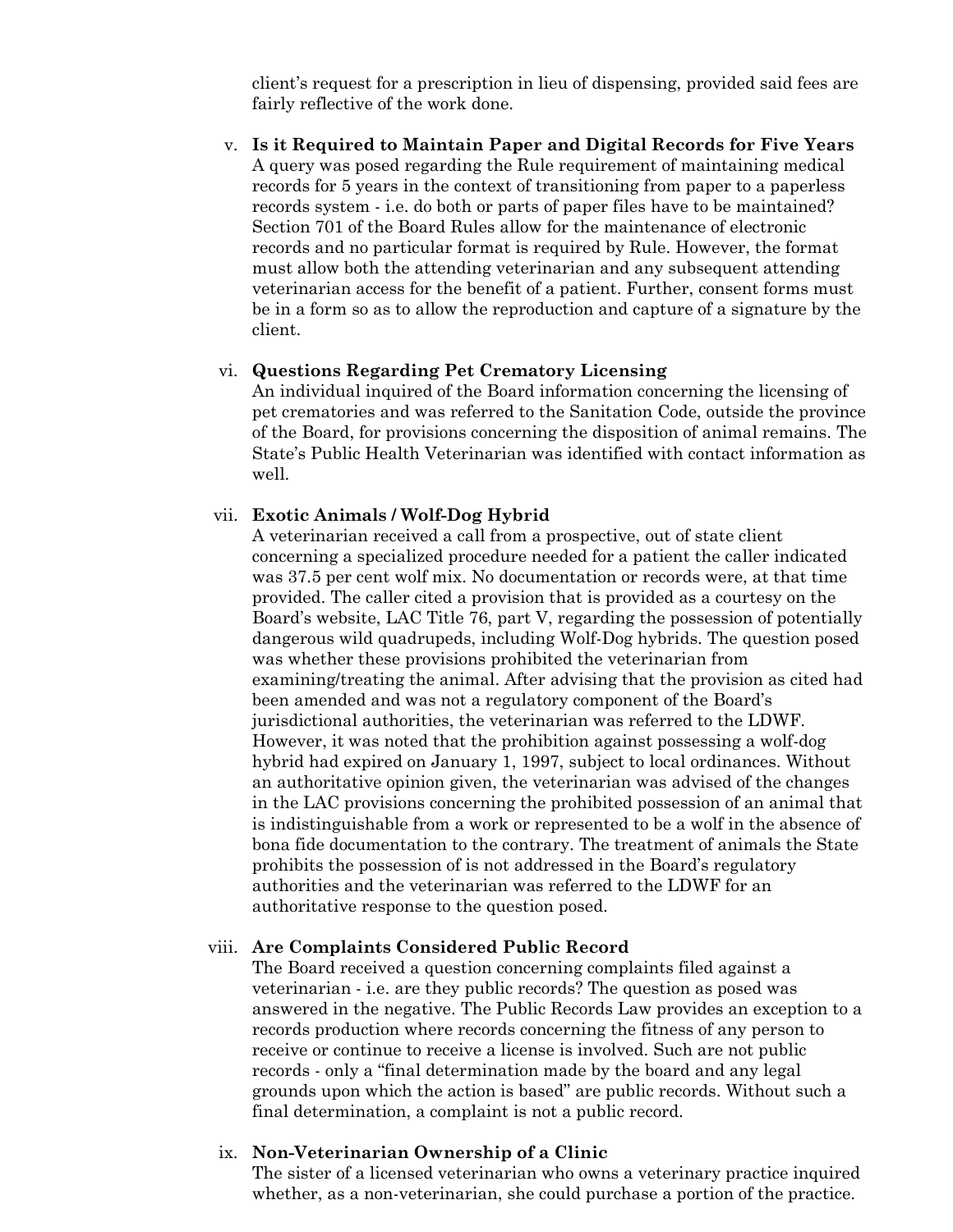client's request for a prescription in lieu of dispensing, provided said fees are fairly reflective of the work done.

v. **Is it Required to Maintain Paper and Digital Records for Five Years**
A query was posed regarding the Rule requirement of maintaining medical records for 5 years in the context of transitioning from paper to a paperless records system - i.e. do both or parts of paper files have to be maintained? Section 701 of the Board Rules allow for the maintenance of electronic records and no particular format is required by Rule. However, the format must allow both the attending veterinarian and any subsequent attending veterinarian access for the benefit of a patient. Further, consent forms must be in a form so as to allow the reproduction and capture of a signature by the client.

vi. **Questions Regarding Pet Crematory Licensing**
An individual inquired of the Board information concerning the licensing of pet crematories and was referred to the Sanitation Code, outside the province of the Board, for provisions concerning the disposition of animal remains. The State's Public Health Veterinarian was identified with contact information as well.

vii. **Exotic Animals / Wolf-Dog Hybrid**
A veterinarian received a call from a prospective, out of state client concerning a specialized procedure needed for a patient the caller indicated was 37.5 per cent wolf mix. No documentation or records were, at that time provided. The caller cited a provision that is provided as a courtesy on the Board's website, LAC Title 76, part V, regarding the possession of potentially dangerous wild quadrupeds, including Wolf-Dog hybrids. The question posed was whether these provisions prohibited the veterinarian from examining/treating the animal. After advising that the provision as cited had been amended and was not a regulatory component of the Board's jurisdictional authorities, the veterinarian was referred to the LDWF. However, it was noted that the prohibition against possessing a wolf-dog hybrid had expired on January 1, 1997, subject to local ordinances. Without an authoritative opinion given, the veterinarian was advised of the changes in the LAC provisions concerning the prohibited possession of an animal that is indistinguishable from a work or represented to be a wolf in the absence of bona fide documentation to the contrary. The treatment of animals the State prohibits the possession of is not addressed in the Board's regulatory authorities and the veterinarian was referred to the LDWF for an authoritative response to the question posed.

viii. **Are Complaints Considered Public Record**
The Board received a question concerning complaints filed against a veterinarian - i.e. are they public records? The question as posed was answered in the negative. The Public Records Law provides an exception to a records production where records concerning the fitness of any person to receive or continue to receive a license is involved. Such are not public records - only a "final determination made by the board and any legal grounds upon which the action is based" are public records. Without such a final determination, a complaint is not a public record.

ix. **Non-Veterinarian Ownership of a Clinic**
The sister of a licensed veterinarian who owns a veterinary practice inquired whether, as a non-veterinarian, she could purchase a portion of the practice.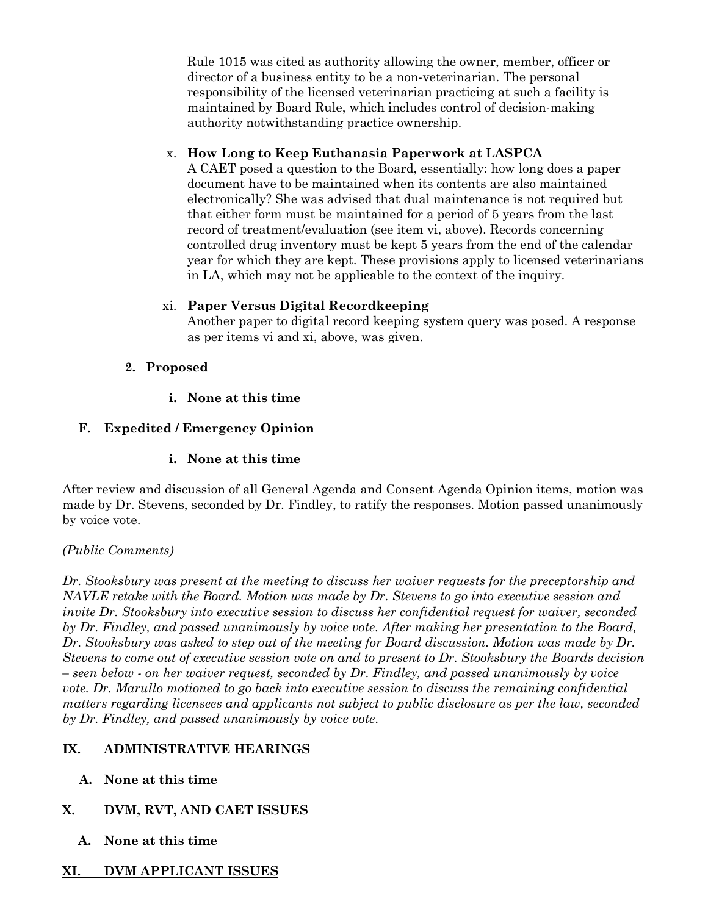Rule 1015 was cited as authority allowing the owner, member, officer or director of a business entity to be a non-veterinarian. The personal responsibility of the licensed veterinarian practicing at such a facility is maintained by Board Rule, which includes control of decision-making authority notwithstanding practice ownership.

x. **How Long to Keep Euthanasia Paperwork at LASPCA**
A CAET posed a question to the Board, essentially: how long does a paper document have to be maintained when its contents are also maintained electronically? She was advised that dual maintenance is not required but that either form must be maintained for a period of 5 years from the last record of treatment/evaluation (see item vi, above). Records concerning controlled drug inventory must be kept 5 years from the end of the calendar year for which they are kept. These provisions apply to licensed veterinarians in LA, which may not be applicable to the context of the inquiry.

xi. **Paper Versus Digital Recordkeeping**
Another paper to digital record keeping system query was posed. A response as per items vi and xi, above, was given.

**2. Proposed**

**i. None at this time**

**F. Expedited / Emergency Opinion**

**i. None at this time**

After review and discussion of all General Agenda and Consent Agenda Opinion items, motion was made by Dr. Stevens, seconded by Dr. Findley, to ratify the responses. Motion passed unanimously by voice vote.

*(Public Comments)*

*Dr. Stooksbury was present at the meeting to discuss her waiver requests for the preceptorship and NAVLE retake with the Board. Motion was made by Dr. Stevens to go into executive session and invite Dr. Stooksbury into executive session to discuss her confidential request for waiver, seconded by Dr. Findley, and passed unanimously by voice vote. After making her presentation to the Board, Dr. Stooksbury was asked to step out of the meeting for Board discussion. Motion was made by Dr. Stevens to come out of executive session vote on and to present to Dr. Stooksbury the Boards decision – seen below - on her waiver request, seconded by Dr. Findley, and passed unanimously by voice vote. Dr. Marullo motioned to go back into executive session to discuss the remaining confidential matters regarding licensees and applicants not subject to public disclosure as per the law, seconded by Dr. Findley, and passed unanimously by voice vote.*

## IX. ADMINISTRATIVE HEARINGS

**A. None at this time**

## X. DVM, RVT, AND CAET ISSUES

**A. None at this time**

## XI. DVM APPLICANT ISSUES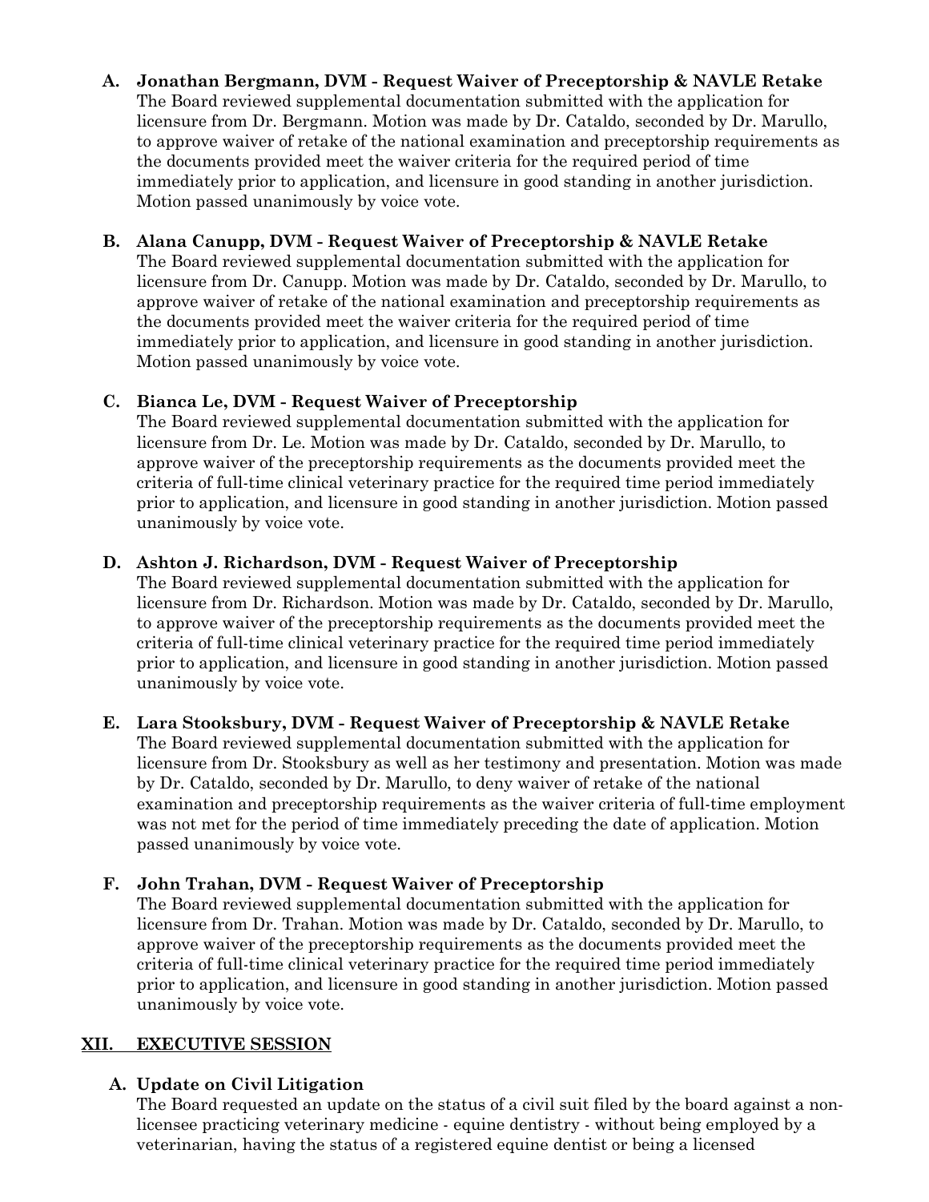**A. Jonathan Bergmann, DVM - Request Waiver of Preceptorship & NAVLE Retake**

The Board reviewed supplemental documentation submitted with the application for licensure from Dr. Bergmann. Motion was made by Dr. Cataldo, seconded by Dr. Marullo, to approve waiver of retake of the national examination and preceptorship requirements as the documents provided meet the waiver criteria for the required period of time immediately prior to application, and licensure in good standing in another jurisdiction. Motion passed unanimously by voice vote.

**B. Alana Canupp, DVM - Request Waiver of Preceptorship & NAVLE Retake**

The Board reviewed supplemental documentation submitted with the application for licensure from Dr. Canupp. Motion was made by Dr. Cataldo, seconded by Dr. Marullo, to approve waiver of retake of the national examination and preceptorship requirements as the documents provided meet the waiver criteria for the required period of time immediately prior to application, and licensure in good standing in another jurisdiction. Motion passed unanimously by voice vote.

**C. Bianca Le, DVM - Request Waiver of Preceptorship**

The Board reviewed supplemental documentation submitted with the application for licensure from Dr. Le. Motion was made by Dr. Cataldo, seconded by Dr. Marullo, to approve waiver of the preceptorship requirements as the documents provided meet the criteria of full-time clinical veterinary practice for the required time period immediately prior to application, and licensure in good standing in another jurisdiction. Motion passed unanimously by voice vote.

**D. Ashton J. Richardson, DVM - Request Waiver of Preceptorship**

The Board reviewed supplemental documentation submitted with the application for licensure from Dr. Richardson. Motion was made by Dr. Cataldo, seconded by Dr. Marullo, to approve waiver of the preceptorship requirements as the documents provided meet the criteria of full-time clinical veterinary practice for the required time period immediately prior to application, and licensure in good standing in another jurisdiction. Motion passed unanimously by voice vote.

**E. Lara Stooksbury, DVM - Request Waiver of Preceptorship & NAVLE Retake**

The Board reviewed supplemental documentation submitted with the application for licensure from Dr. Stooksbury as well as her testimony and presentation. Motion was made by Dr. Cataldo, seconded by Dr. Marullo, to deny waiver of retake of the national examination and preceptorship requirements as the waiver criteria of full-time employment was not met for the period of time immediately preceding the date of application. Motion passed unanimously by voice vote.

**F. John Trahan, DVM - Request Waiver of Preceptorship**

The Board reviewed supplemental documentation submitted with the application for licensure from Dr. Trahan. Motion was made by Dr. Cataldo, seconded by Dr. Marullo, to approve waiver of the preceptorship requirements as the documents provided meet the criteria of full-time clinical veterinary practice for the required time period immediately prior to application, and licensure in good standing in another jurisdiction. Motion passed unanimously by voice vote.

## XII. EXECUTIVE SESSION

**A. Update on Civil Litigation**

The Board requested an update on the status of a civil suit filed by the board against a non-licensee practicing veterinary medicine - equine dentistry - without being employed by a veterinarian, having the status of a registered equine dentist or being a licensed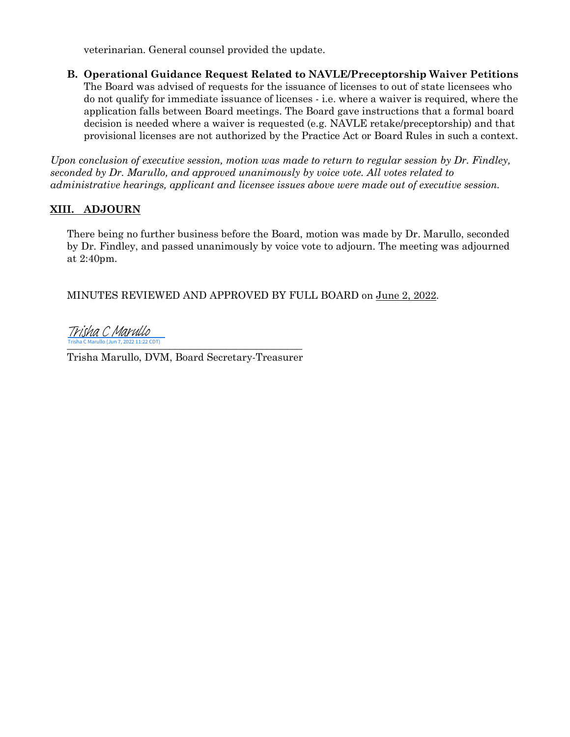veterinarian. General counsel provided the update.

**B. Operational Guidance Request Related to NAVLE/Preceptorship Waiver Petitions**
The Board was advised of requests for the issuance of licenses to out of state licensees who do not qualify for immediate issuance of licenses - i.e. where a waiver is required, where the application falls between Board meetings. The Board gave instructions that a formal board decision is needed where a waiver is requested (e.g. NAVLE retake/preceptorship) and that provisional licenses are not authorized by the Practice Act or Board Rules in such a context.

*Upon conclusion of executive session, motion was made to return to regular session by Dr. Findley, seconded by Dr. Marullo, and approved unanimously by voice vote. All votes related to administrative hearings, applicant and licensee issues above were made out of executive session.*

## XIII. ADJOURN

There being no further business before the Board, motion was made by Dr. Marullo, seconded by Dr. Findley, and passed unanimously by voice vote to adjourn. The meeting was adjourned at 2:40pm.

MINUTES REVIEWED AND APPROVED BY FULL BOARD on June 2, 2022.

Trisha C Marullo
Trisha C Marullo (Jun 7, 2022 11:22 CDT)

Trisha Marullo, DVM, Board Secretary-Treasurer